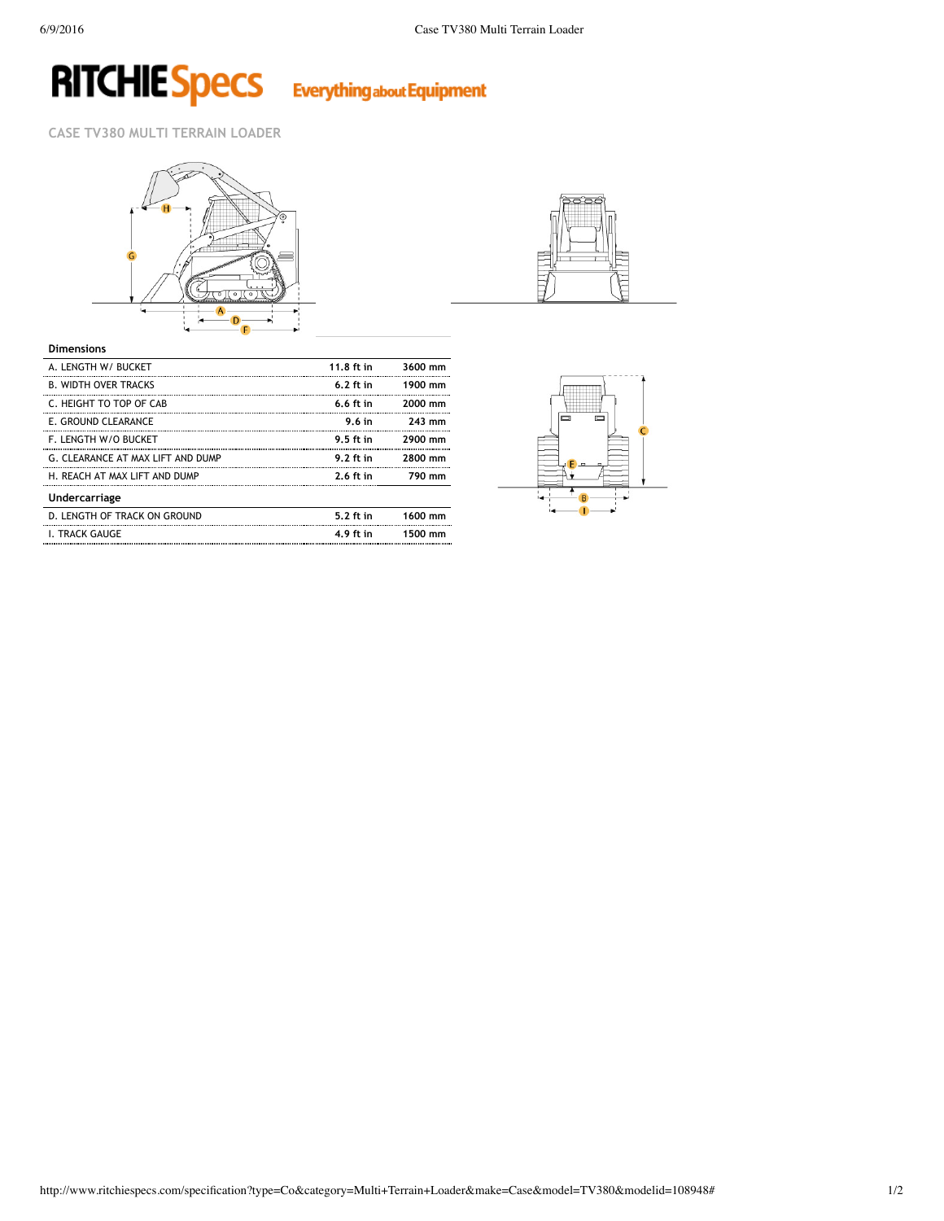# RITCHIE Specs Everything about Equipment

## CASE TV380 MULTI TERRAIN LOADER

### Dimensions

| | | |
|---|---|---|
| A. LENGTH W/ BUCKET | 11.8 ft in | 3600 mm |
| B. WIDTH OVER TRACKS | 6.2 ft in | 1900 mm |
| C. HEIGHT TO TOP OF CAB | 6.6 ft in | 2000 mm |
| E. GROUND CLEARANCE | 9.6 in | 243 mm |
| F. LENGTH W/O BUCKET | 9.5 ft in | 2900 mm |
| G. CLEARANCE AT MAX LIFT AND DUMP | 9.2 ft in | 2800 mm |
| H. REACH AT MAX LIFT AND DUMP | 2.6 ft in | 790 mm |

### Undercarriage

| | | |
|---|---|---|
| D. LENGTH OF TRACK ON GROUND | 5.2 ft in | 1600 mm |
| I. TRACK GAUGE | 4.9 ft in | 1500 mm |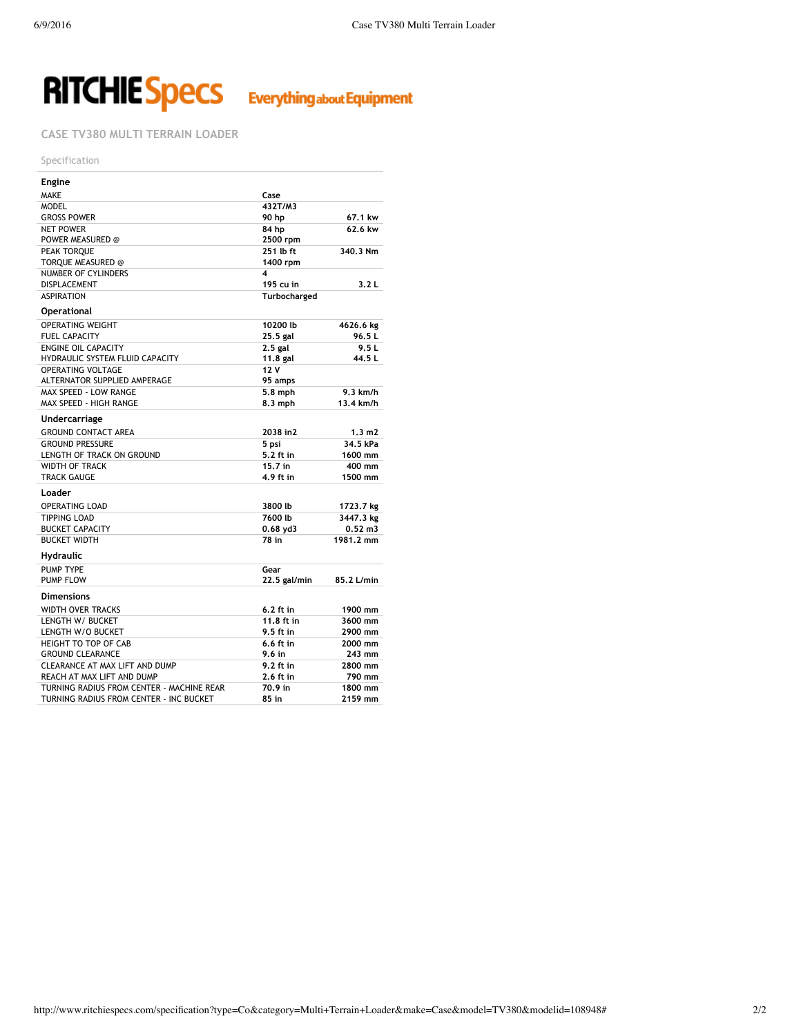# RITCHIESpecs Everything about Equipment

## CASE TV380 MULTI TERRAIN LOADER

Specification

| Engine | | |
|---|---|---|
| MAKE | Case | |
| MODEL | 432T/M3 | |
| GROSS POWER | 90 hp | 67.1 kw |
| NET POWER | 84 hp | 62.6 kw |
| POWER MEASURED @ | 2500 rpm | |
| PEAK TORQUE | 251 lb ft | 340.3 Nm |
| TORQUE MEASURED @ | 1400 rpm | |
| NUMBER OF CYLINDERS | 4 | |
| DISPLACEMENT | 195 cu in | 3.2 L |
| ASPIRATION | Turbocharged | |

| Operational | | |
|---|---|---|
| OPERATING WEIGHT | 10200 lb | 4626.6 kg |
| FUEL CAPACITY | 25.5 gal | 96.5 L |
| ENGINE OIL CAPACITY | 2.5 gal | 9.5 L |
| HYDRAULIC SYSTEM FLUID CAPACITY | 11.8 gal | 44.5 L |
| OPERATING VOLTAGE | 12 V | |
| ALTERNATOR SUPPLIED AMPERAGE | 95 amps | |
| MAX SPEED - LOW RANGE | 5.8 mph | 9.3 km/h |
| MAX SPEED - HIGH RANGE | 8.3 mph | 13.4 km/h |

| Undercarriage | | |
|---|---|---|
| GROUND CONTACT AREA | 2038 in2 | 1.3 m2 |
| GROUND PRESSURE | 5 psi | 34.5 kPa |
| LENGTH OF TRACK ON GROUND | 5.2 ft in | 1600 mm |
| WIDTH OF TRACK | 15.7 in | 400 mm |
| TRACK GAUGE | 4.9 ft in | 1500 mm |

| Loader | | |
|---|---|---|
| OPERATING LOAD | 3800 lb | 1723.7 kg |
| TIPPING LOAD | 7600 lb | 3447.3 kg |
| BUCKET CAPACITY | 0.68 yd3 | 0.52 m3 |
| BUCKET WIDTH | 78 in | 1981.2 mm |

| Hydraulic | | |
|---|---|---|
| PUMP TYPE | Gear | |
| PUMP FLOW | 22.5 gal/min | 85.2 L/min |

| Dimensions | | |
|---|---|---|
| WIDTH OVER TRACKS | 6.2 ft in | 1900 mm |
| LENGTH W/ BUCKET | 11.8 ft in | 3600 mm |
| LENGTH W/O BUCKET | 9.5 ft in | 2900 mm |
| HEIGHT TO TOP OF CAB | 6.6 ft in | 2000 mm |
| GROUND CLEARANCE | 9.6 in | 243 mm |
| CLEARANCE AT MAX LIFT AND DUMP | 9.2 ft in | 2800 mm |
| REACH AT MAX LIFT AND DUMP | 2.6 ft in | 790 mm |
| TURNING RADIUS FROM CENTER - MACHINE REAR | 70.9 in | 1800 mm |
| TURNING RADIUS FROM CENTER - INC BUCKET | 85 in | 2159 mm |